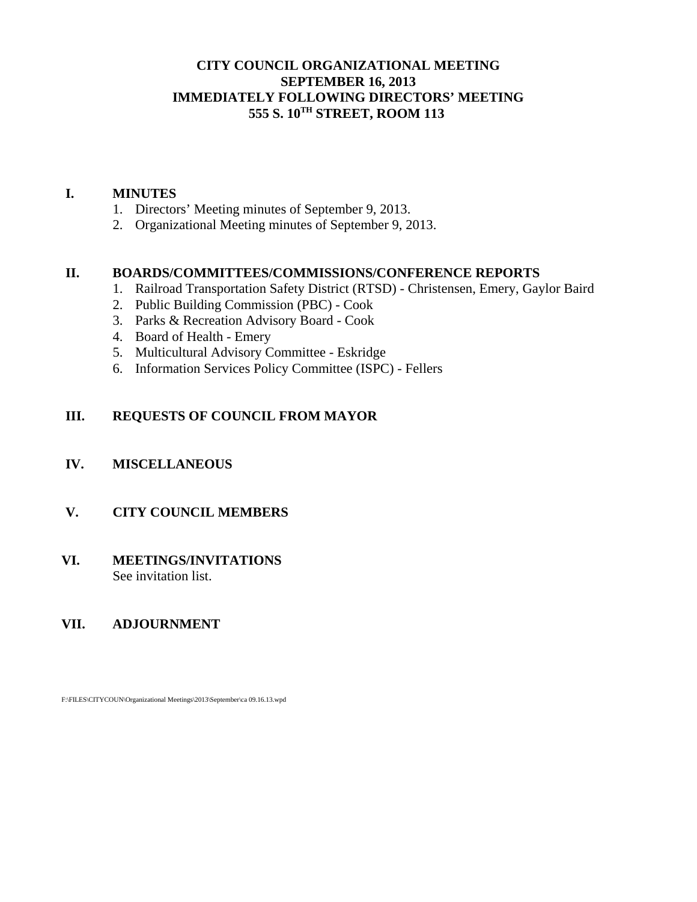# CITY COUNCIL ORGANIZATIONAL MEETING
# SEPTEMBER 16, 2013
# IMMEDIATELY FOLLOWING DIRECTORS' MEETING
# 555 S. 10TH STREET, ROOM 113

## I. MINUTES

1. Directors' Meeting minutes of September 9, 2013.
2. Organizational Meeting minutes of September 9, 2013.

## II. BOARDS/COMMITTEES/COMMISSIONS/CONFERENCE REPORTS

1. Railroad Transportation Safety District (RTSD) - Christensen, Emery, Gaylor Baird
2. Public Building Commission (PBC) - Cook
3. Parks & Recreation Advisory Board - Cook
4. Board of Health - Emery
5. Multicultural Advisory Committee - Eskridge
6. Information Services Policy Committee (ISPC) - Fellers

## III. REQUESTS OF COUNCIL FROM MAYOR

## IV. MISCELLANEOUS

## V. CITY COUNCIL MEMBERS

## VI. MEETINGS/INVITATIONS

See invitation list.

## VII. ADJOURNMENT

F:\FILES\CITYCOUN\Organizational Meetings\2013\September\ca 09.16.13.wpd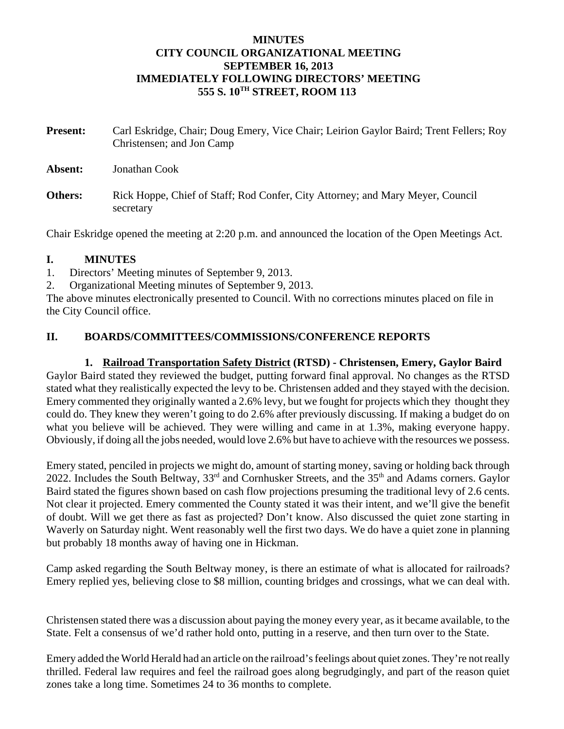**MINUTES**
**CITY COUNCIL ORGANIZATIONAL MEETING**
**SEPTEMBER 16, 2013**
**IMMEDIATELY FOLLOWING DIRECTORS' MEETING**
**555 S. 10TH STREET, ROOM 113**

**Present:** Carl Eskridge, Chair; Doug Emery, Vice Chair; Leirion Gaylor Baird; Trent Fellers; Roy Christensen; and Jon Camp

**Absent:** Jonathan Cook

**Others:** Rick Hoppe, Chief of Staff; Rod Confer, City Attorney; and Mary Meyer, Council secretary

Chair Eskridge opened the meeting at 2:20 p.m. and announced the location of the Open Meetings Act.

## I. MINUTES

1. Directors' Meeting minutes of September 9, 2013.
2. Organizational Meeting minutes of September 9, 2013.

The above minutes electronically presented to Council. With no corrections minutes placed on file in the City Council office.

## II. BOARDS/COMMITTEES/COMMISSIONS/CONFERENCE REPORTS

### 1. Railroad Transportation Safety District (RTSD) - Christensen, Emery, Gaylor Baird

Gaylor Baird stated they reviewed the budget, putting forward final approval. No changes as the RTSD stated what they realistically expected the levy to be. Christensen added and they stayed with the decision. Emery commented they originally wanted a 2.6% levy, but we fought for projects which they thought they could do. They knew they weren't going to do 2.6% after previously discussing. If making a budget do on what you believe will be achieved. They were willing and came in at 1.3%, making everyone happy. Obviously, if doing all the jobs needed, would love 2.6% but have to achieve with the resources we possess.

Emery stated, penciled in projects we might do, amount of starting money, saving or holding back through 2022. Includes the South Beltway, 33rd and Cornhusker Streets, and the 35th and Adams corners. Gaylor Baird stated the figures shown based on cash flow projections presuming the traditional levy of 2.6 cents. Not clear it projected. Emery commented the County stated it was their intent, and we'll give the benefit of doubt. Will we get there as fast as projected? Don't know. Also discussed the quiet zone starting in Waverly on Saturday night. Went reasonably well the first two days. We do have a quiet zone in planning but probably 18 months away of having one in Hickman.

Camp asked regarding the South Beltway money, is there an estimate of what is allocated for railroads? Emery replied yes, believing close to $8 million, counting bridges and crossings, what we can deal with.

Christensen stated there was a discussion about paying the money every year, as it became available, to the State. Felt a consensus of we'd rather hold onto, putting in a reserve, and then turn over to the State.

Emery added the World Herald had an article on the railroad's feelings about quiet zones. They're not really thrilled. Federal law requires and feel the railroad goes along begrudgingly, and part of the reason quiet zones take a long time. Sometimes 24 to 36 months to complete.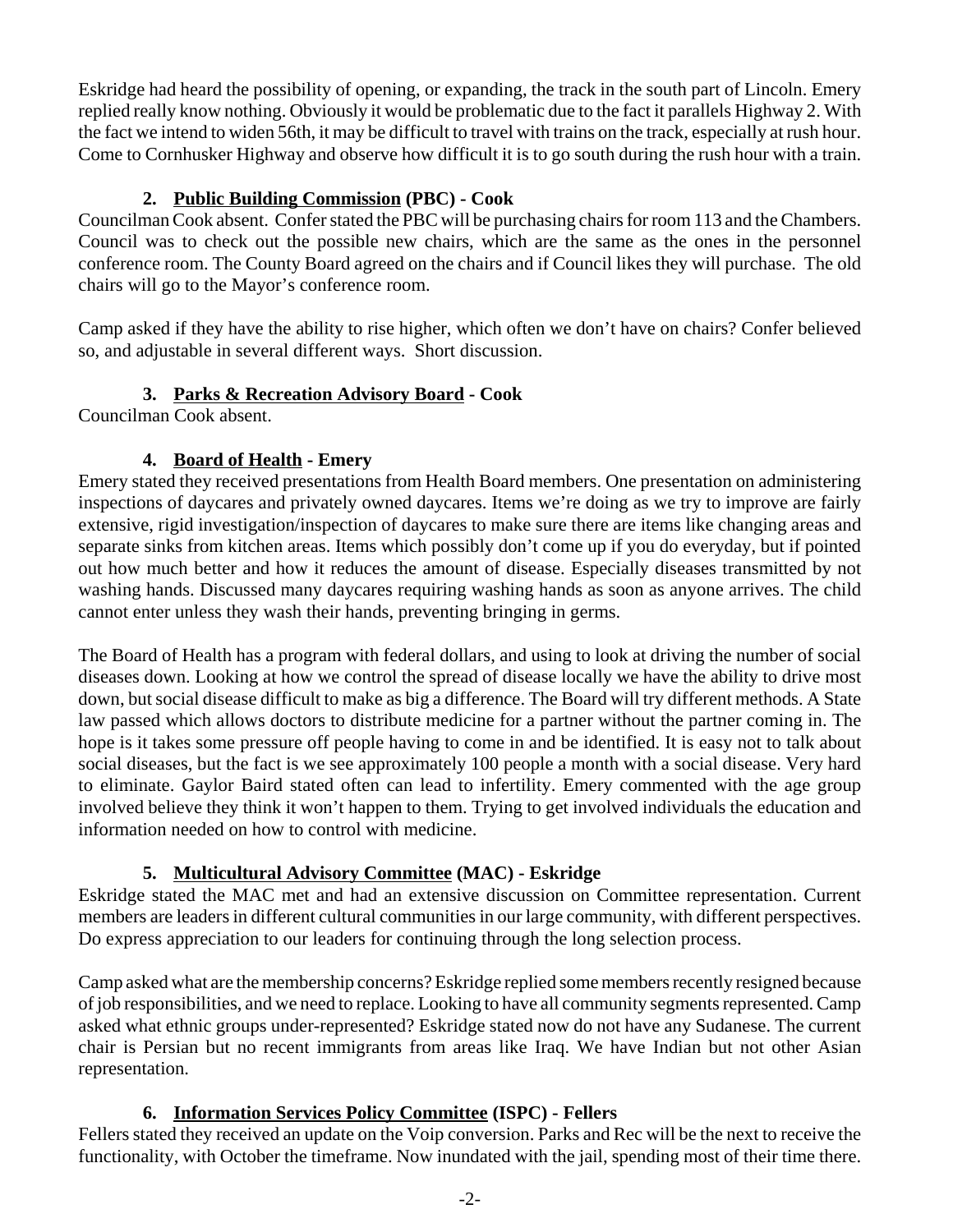Eskridge had heard the possibility of opening, or expanding, the track in the south part of Lincoln. Emery replied really know nothing. Obviously it would be problematic due to the fact it parallels Highway 2. With the fact we intend to widen 56th, it may be difficult to travel with trains on the track, especially at rush hour. Come to Cornhusker Highway and observe how difficult it is to go south during the rush hour with a train.

**2. Public Building Commission (PBC) - Cook**

Councilman Cook absent. Confer stated the PBC will be purchasing chairs for room 113 and the Chambers. Council was to check out the possible new chairs, which are the same as the ones in the personnel conference room. The County Board agreed on the chairs and if Council likes they will purchase. The old chairs will go to the Mayor's conference room.

Camp asked if they have the ability to rise higher, which often we don't have on chairs? Confer believed so, and adjustable in several different ways. Short discussion.

**3. Parks & Recreation Advisory Board - Cook**

Councilman Cook absent.

**4. Board of Health - Emery**

Emery stated they received presentations from Health Board members. One presentation on administering inspections of daycares and privately owned daycares. Items we're doing as we try to improve are fairly extensive, rigid investigation/inspection of daycares to make sure there are items like changing areas and separate sinks from kitchen areas. Items which possibly don't come up if you do everyday, but if pointed out how much better and how it reduces the amount of disease. Especially diseases transmitted by not washing hands. Discussed many daycares requiring washing hands as soon as anyone arrives. The child cannot enter unless they wash their hands, preventing bringing in germs.

The Board of Health has a program with federal dollars, and using to look at driving the number of social diseases down. Looking at how we control the spread of disease locally we have the ability to drive most down, but social disease difficult to make as big a difference. The Board will try different methods. A State law passed which allows doctors to distribute medicine for a partner without the partner coming in. The hope is it takes some pressure off people having to come in and be identified. It is easy not to talk about social diseases, but the fact is we see approximately 100 people a month with a social disease. Very hard to eliminate. Gaylor Baird stated often can lead to infertility. Emery commented with the age group involved believe they think it won't happen to them. Trying to get involved individuals the education and information needed on how to control with medicine.

**5. Multicultural Advisory Committee (MAC) - Eskridge**

Eskridge stated the MAC met and had an extensive discussion on Committee representation. Current members are leaders in different cultural communities in our large community, with different perspectives. Do express appreciation to our leaders for continuing through the long selection process.

Camp asked what are the membership concerns? Eskridge replied some members recently resigned because of job responsibilities, and we need to replace. Looking to have all community segments represented. Camp asked what ethnic groups under-represented? Eskridge stated now do not have any Sudanese. The current chair is Persian but no recent immigrants from areas like Iraq. We have Indian but not other Asian representation.

**6. Information Services Policy Committee (ISPC) - Fellers**

Fellers stated they received an update on the Voip conversion. Parks and Rec will be the next to receive the functionality, with October the timeframe. Now inundated with the jail, spending most of their time there.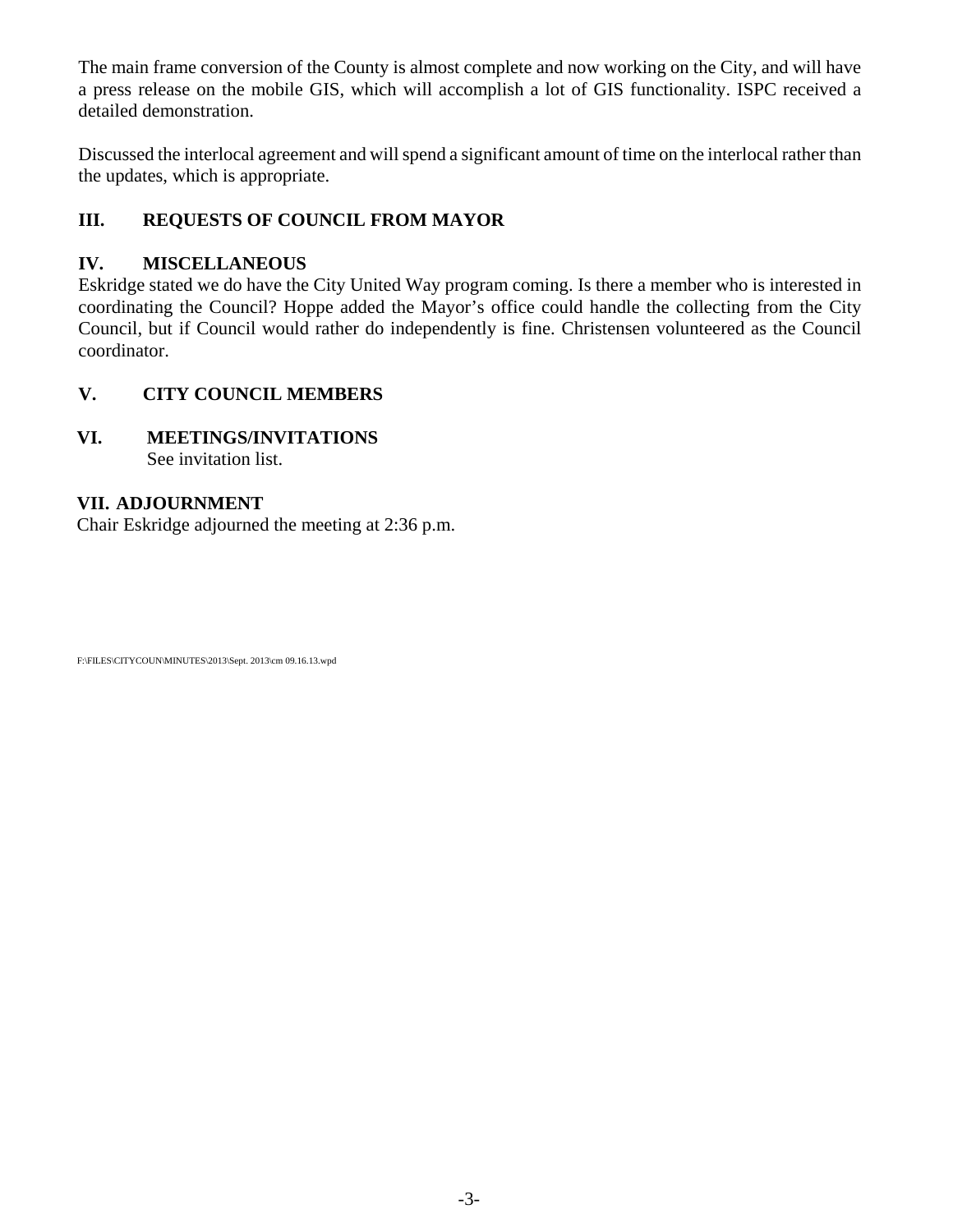The main frame conversion of the County is almost complete and now working on the City, and will have a press release on the mobile GIS, which will accomplish a lot of GIS functionality. ISPC received a detailed demonstration.

Discussed the interlocal agreement and will spend a significant amount of time on the interlocal rather than the updates, which is appropriate.

## III. REQUESTS OF COUNCIL FROM MAYOR

## IV. MISCELLANEOUS

Eskridge stated we do have the City United Way program coming. Is there a member who is interested in coordinating the Council? Hoppe added the Mayor's office could handle the collecting from the City Council, but if Council would rather do independently is fine. Christensen volunteered as the Council coordinator.

## V. CITY COUNCIL MEMBERS

## VI. MEETINGS/INVITATIONS

See invitation list.

## VII. ADJOURNMENT

Chair Eskridge adjourned the meeting at 2:36 p.m.

F:\FILES\CITYCOUN\MINUTES\2013\Sept. 2013\cm 09.16.13.wpd